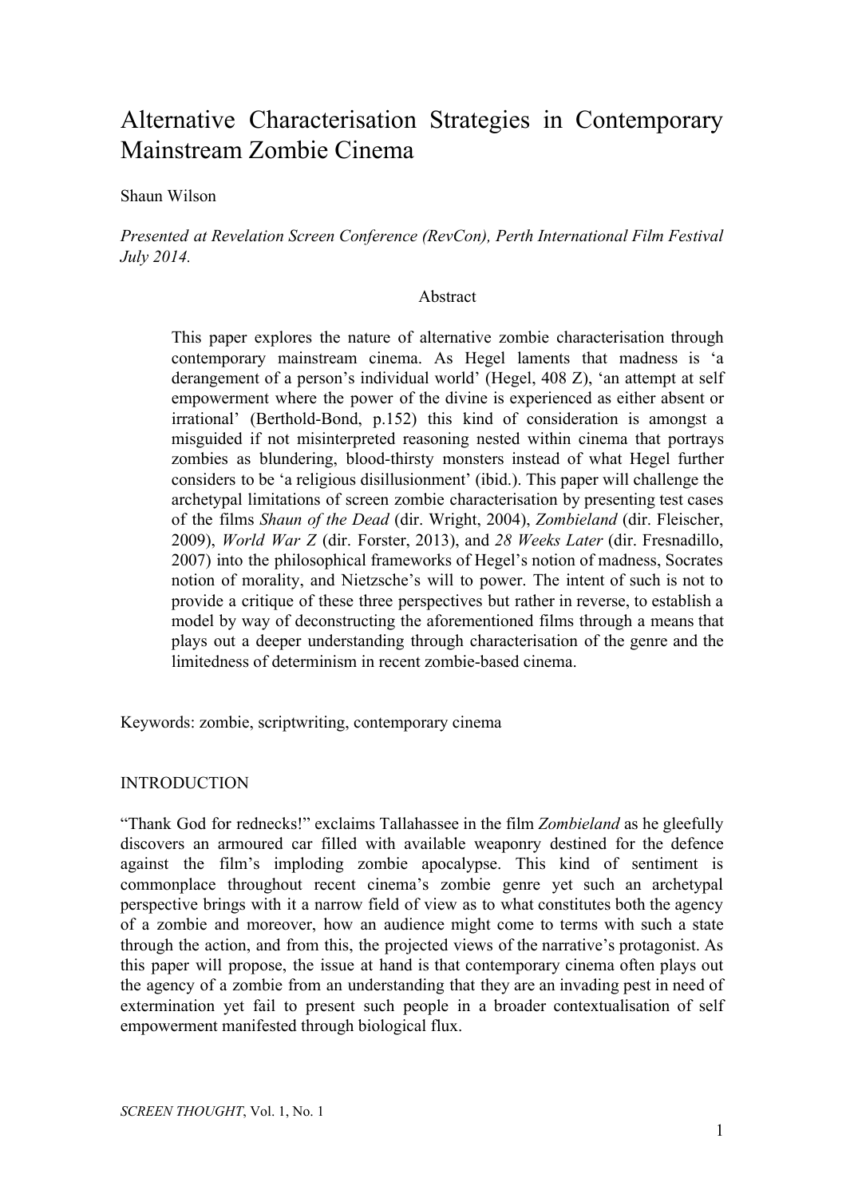# Alternative Characterisation Strategies in Contemporary Mainstream Zombie Cinema

Shaun Wilson

*Presented at Revelation Screen Conference (RevCon), Perth International Film Festival July 2014.*

## Abstract

This paper explores the nature of alternative zombie characterisation through contemporary mainstream cinema. As Hegel laments that madness is 'a derangement of a person's individual world' (Hegel, 408 Z), 'an attempt at self empowerment where the power of the divine is experienced as either absent or irrational' (Berthold-Bond, p.152) this kind of consideration is amongst a misguided if not misinterpreted reasoning nested within cinema that portrays zombies as blundering, blood-thirsty monsters instead of what Hegel further considers to be 'a religious disillusionment' (ibid.). This paper will challenge the archetypal limitations of screen zombie characterisation by presenting test cases of the films *Shaun of the Dead* (dir. Wright, 2004), *Zombieland* (dir. Fleischer, 2009), *World War Z* (dir. Forster, 2013), and *28 Weeks Later* (dir. Fresnadillo, 2007) into the philosophical frameworks of Hegel's notion of madness, Socrates notion of morality, and Nietzsche's will to power. The intent of such is not to provide a critique of these three perspectives but rather in reverse, to establish a model by way of deconstructing the aforementioned films through a means that plays out a deeper understanding through characterisation of the genre and the limitedness of determinism in recent zombie-based cinema.

Keywords: zombie, scriptwriting, contemporary cinema

## INTRODUCTION

"Thank God for rednecks!" exclaims Tallahassee in the film *Zombieland* as he gleefully discovers an armoured car filled with available weaponry destined for the defence against the film's imploding zombie apocalypse. This kind of sentiment is commonplace throughout recent cinema's zombie genre yet such an archetypal perspective brings with it a narrow field of view as to what constitutes both the agency of a zombie and moreover, how an audience might come to terms with such a state through the action, and from this, the projected views of the narrative's protagonist. As this paper will propose, the issue at hand is that contemporary cinema often plays out the agency of a zombie from an understanding that they are an invading pest in need of extermination yet fail to present such people in a broader contextualisation of self empowerment manifested through biological flux.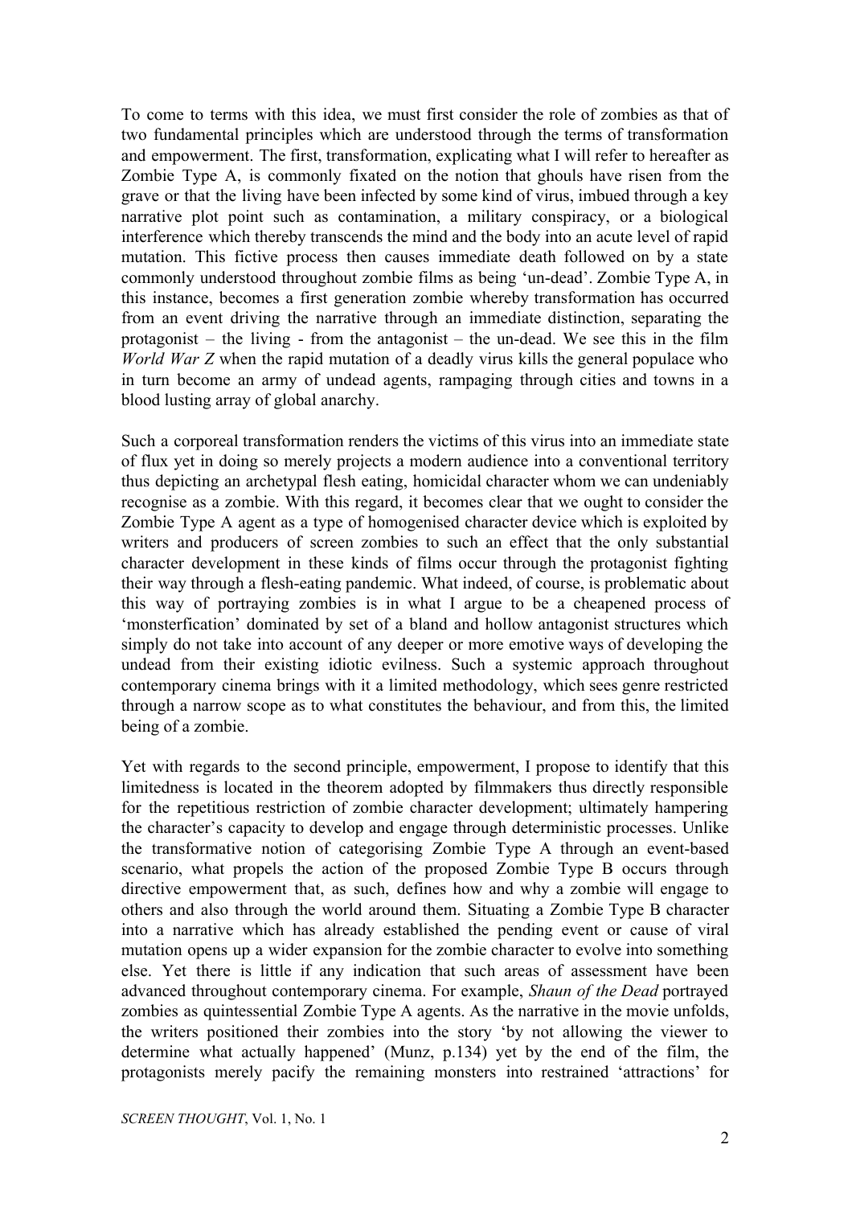To come to terms with this idea, we must first consider the role of zombies as that of two fundamental principles which are understood through the terms of transformation and empowerment. The first, transformation, explicating what I will refer to hereafter as Zombie Type A, is commonly fixated on the notion that ghouls have risen from the grave or that the living have been infected by some kind of virus, imbued through a key narrative plot point such as contamination, a military conspiracy, or a biological interference which thereby transcends the mind and the body into an acute level of rapid mutation. This fictive process then causes immediate death followed on by a state commonly understood throughout zombie films as being 'un-dead'. Zombie Type A, in this instance, becomes a first generation zombie whereby transformation has occurred from an event driving the narrative through an immediate distinction, separating the protagonist – the living - from the antagonist – the un-dead. We see this in the film *World War Z* when the rapid mutation of a deadly virus kills the general populace who in turn become an army of undead agents, rampaging through cities and towns in a blood lusting array of global anarchy.

Such a corporeal transformation renders the victims of this virus into an immediate state of flux yet in doing so merely projects a modern audience into a conventional territory thus depicting an archetypal flesh eating, homicidal character whom we can undeniably recognise as a zombie. With this regard, it becomes clear that we ought to consider the Zombie Type A agent as a type of homogenised character device which is exploited by writers and producers of screen zombies to such an effect that the only substantial character development in these kinds of films occur through the protagonist fighting their way through a flesh-eating pandemic. What indeed, of course, is problematic about this way of portraying zombies is in what I argue to be a cheapened process of 'monsterfication' dominated by set of a bland and hollow antagonist structures which simply do not take into account of any deeper or more emotive ways of developing the undead from their existing idiotic evilness. Such a systemic approach throughout contemporary cinema brings with it a limited methodology, which sees genre restricted through a narrow scope as to what constitutes the behaviour, and from this, the limited being of a zombie.

Yet with regards to the second principle, empowerment, I propose to identify that this limitedness is located in the theorem adopted by filmmakers thus directly responsible for the repetitious restriction of zombie character development; ultimately hampering the character's capacity to develop and engage through deterministic processes. Unlike the transformative notion of categorising Zombie Type A through an event-based scenario, what propels the action of the proposed Zombie Type B occurs through directive empowerment that, as such, defines how and why a zombie will engage to others and also through the world around them. Situating a Zombie Type B character into a narrative which has already established the pending event or cause of viral mutation opens up a wider expansion for the zombie character to evolve into something else. Yet there is little if any indication that such areas of assessment have been advanced throughout contemporary cinema. For example, *Shaun of the Dead* portrayed zombies as quintessential Zombie Type A agents. As the narrative in the movie unfolds, the writers positioned their zombies into the story 'by not allowing the viewer to determine what actually happened' (Munz, p.134) yet by the end of the film, the protagonists merely pacify the remaining monsters into restrained 'attractions' for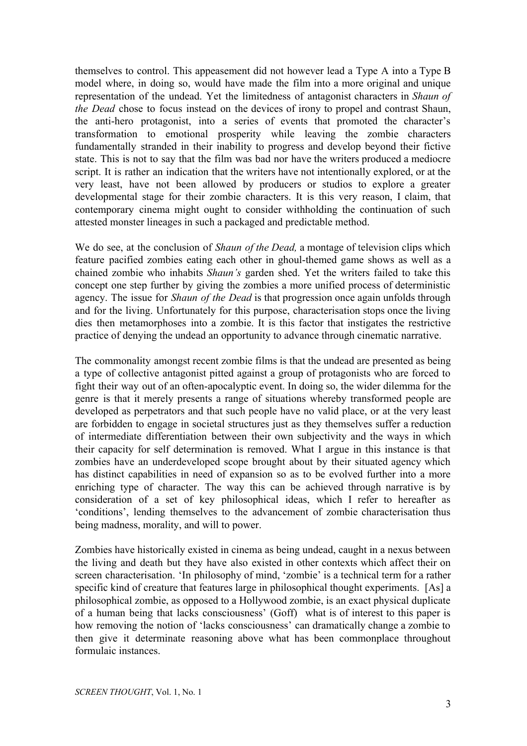themselves to control. This appeasement did not however lead a Type A into a Type B model where, in doing so, would have made the film into a more original and unique representation of the undead. Yet the limitedness of antagonist characters in *Shaun of the Dead* chose to focus instead on the devices of irony to propel and contrast Shaun, the anti-hero protagonist, into a series of events that promoted the character's transformation to emotional prosperity while leaving the zombie characters fundamentally stranded in their inability to progress and develop beyond their fictive state. This is not to say that the film was bad nor have the writers produced a mediocre script. It is rather an indication that the writers have not intentionally explored, or at the very least, have not been allowed by producers or studios to explore a greater developmental stage for their zombie characters. It is this very reason, I claim, that contemporary cinema might ought to consider withholding the continuation of such attested monster lineages in such a packaged and predictable method.

We do see, at the conclusion of *Shaun of the Dead,* a montage of television clips which feature pacified zombies eating each other in ghoul-themed game shows as well as a chained zombie who inhabits *Shaun's* garden shed. Yet the writers failed to take this concept one step further by giving the zombies a more unified process of deterministic agency. The issue for *Shaun of the Dead* is that progression once again unfolds through and for the living. Unfortunately for this purpose, characterisation stops once the living dies then metamorphoses into a zombie. It is this factor that instigates the restrictive practice of denying the undead an opportunity to advance through cinematic narrative.

The commonality amongst recent zombie films is that the undead are presented as being a type of collective antagonist pitted against a group of protagonists who are forced to fight their way out of an often-apocalyptic event. In doing so, the wider dilemma for the genre is that it merely presents a range of situations whereby transformed people are developed as perpetrators and that such people have no valid place, or at the very least are forbidden to engage in societal structures just as they themselves suffer a reduction of intermediate differentiation between their own subjectivity and the ways in which their capacity for self determination is removed. What I argue in this instance is that zombies have an underdeveloped scope brought about by their situated agency which has distinct capabilities in need of expansion so as to be evolved further into a more enriching type of character. The way this can be achieved through narrative is by consideration of a set of key philosophical ideas, which I refer to hereafter as 'conditions', lending themselves to the advancement of zombie characterisation thus being madness, morality, and will to power.

Zombies have historically existed in cinema as being undead, caught in a nexus between the living and death but they have also existed in other contexts which affect their on screen characterisation. 'In philosophy of mind, 'zombie' is a technical term for a rather specific kind of creature that features large in philosophical thought experiments. [As] a philosophical zombie, as opposed to a Hollywood zombie, is an exact physical duplicate of a human being that lacks consciousness' (Goff) what is of interest to this paper is how removing the notion of 'lacks consciousness' can dramatically change a zombie to then give it determinate reasoning above what has been commonplace throughout formulaic instances.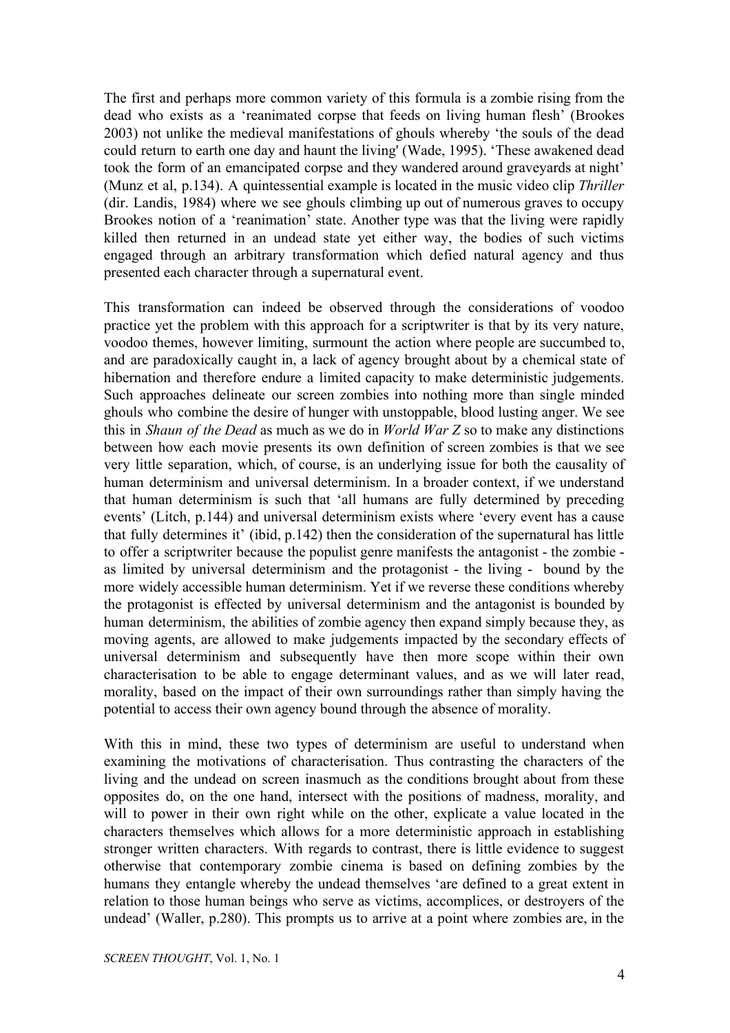The first and perhaps more common variety of this formula is a zombie rising from the dead who exists as a 'reanimated corpse that feeds on living human flesh' (Brookes 2003) not unlike the medieval manifestations of ghouls whereby 'the souls of the dead could return to earth one day and haunt the living' (Wade, 1995). 'These awakened dead took the form of an emancipated corpse and they wandered around graveyards at night' (Munz et al, p.134). A quintessential example is located in the music video clip *Thriller* (dir. Landis, 1984) where we see ghouls climbing up out of numerous graves to occupy Brookes notion of a 'reanimation' state. Another type was that the living were rapidly killed then returned in an undead state yet either way, the bodies of such victims engaged through an arbitrary transformation which defied natural agency and thus presented each character through a supernatural event.

This transformation can indeed be observed through the considerations of voodoo practice yet the problem with this approach for a scriptwriter is that by its very nature, voodoo themes, however limiting, surmount the action where people are succumbed to, and are paradoxically caught in, a lack of agency brought about by a chemical state of hibernation and therefore endure a limited capacity to make deterministic judgements. Such approaches delineate our screen zombies into nothing more than single minded ghouls who combine the desire of hunger with unstoppable, blood lusting anger. We see this in *Shaun of the Dead* as much as we do in *World War Z* so to make any distinctions between how each movie presents its own definition of screen zombies is that we see very little separation, which, of course, is an underlying issue for both the causality of human determinism and universal determinism. In a broader context, if we understand that human determinism is such that 'all humans are fully determined by preceding events' (Litch, p.144) and universal determinism exists where 'every event has a cause that fully determines it' (ibid, p.142) then the consideration of the supernatural has little to offer a scriptwriter because the populist genre manifests the antagonist - the zombie - as limited by universal determinism and the protagonist - the living - bound by the more widely accessible human determinism. Yet if we reverse these conditions whereby the protagonist is effected by universal determinism and the antagonist is bounded by human determinism, the abilities of zombie agency then expand simply because they, as moving agents, are allowed to make judgements impacted by the secondary effects of universal determinism and subsequently have then more scope within their own characterisation to be able to engage determinant values, and as we will later read, morality, based on the impact of their own surroundings rather than simply having the potential to access their own agency bound through the absence of morality.

With this in mind, these two types of determinism are useful to understand when examining the motivations of characterisation. Thus contrasting the characters of the living and the undead on screen inasmuch as the conditions brought about from these opposites do, on the one hand, intersect with the positions of madness, morality, and will to power in their own right while on the other, explicate a value located in the characters themselves which allows for a more deterministic approach in establishing stronger written characters. With regards to contrast, there is little evidence to suggest otherwise that contemporary zombie cinema is based on defining zombies by the humans they entangle whereby the undead themselves 'are defined to a great extent in relation to those human beings who serve as victims, accomplices, or destroyers of the undead' (Waller, p.280). This prompts us to arrive at a point where zombies are, in the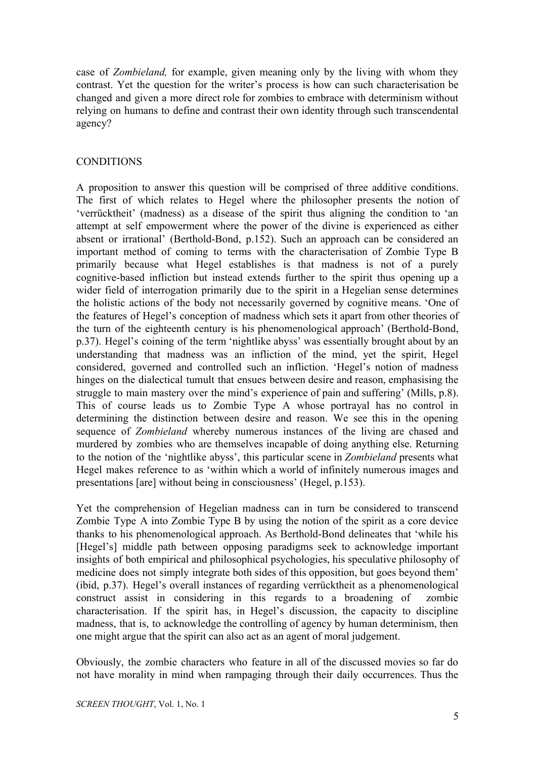case of *Zombieland,* for example, given meaning only by the living with whom they contrast. Yet the question for the writer's process is how can such characterisation be changed and given a more direct role for zombies to embrace with determinism without relying on humans to define and contrast their own identity through such transcendental agency?

## CONDITIONS

A proposition to answer this question will be comprised of three additive conditions. The first of which relates to Hegel where the philosopher presents the notion of 'verrücktheit' (madness) as a disease of the spirit thus aligning the condition to 'an attempt at self empowerment where the power of the divine is experienced as either absent or irrational' (Berthold-Bond, p.152). Such an approach can be considered an important method of coming to terms with the characterisation of Zombie Type B primarily because what Hegel establishes is that madness is not of a purely cognitive-based infliction but instead extends further to the spirit thus opening up a wider field of interrogation primarily due to the spirit in a Hegelian sense determines the holistic actions of the body not necessarily governed by cognitive means. 'One of the features of Hegel's conception of madness which sets it apart from other theories of the turn of the eighteenth century is his phenomenological approach' (Berthold-Bond, p.37). Hegel's coining of the term 'nightlike abyss' was essentially brought about by an understanding that madness was an infliction of the mind, yet the spirit, Hegel considered, governed and controlled such an infliction. 'Hegel's notion of madness hinges on the dialectical tumult that ensues between desire and reason, emphasising the struggle to main mastery over the mind's experience of pain and suffering' (Mills, p.8). This of course leads us to Zombie Type A whose portrayal has no control in determining the distinction between desire and reason. We see this in the opening sequence of *Zombieland* whereby numerous instances of the living are chased and murdered by zombies who are themselves incapable of doing anything else. Returning to the notion of the 'nightlike abyss', this particular scene in *Zombieland* presents what Hegel makes reference to as 'within which a world of infinitely numerous images and presentations [are] without being in consciousness' (Hegel, p.153).

Yet the comprehension of Hegelian madness can in turn be considered to transcend Zombie Type A into Zombie Type B by using the notion of the spirit as a core device thanks to his phenomenological approach. As Berthold-Bond delineates that 'while his [Hegel's] middle path between opposing paradigms seek to acknowledge important insights of both empirical and philosophical psychologies, his speculative philosophy of medicine does not simply integrate both sides of this opposition, but goes beyond them' (ibid, p.37). Hegel's overall instances of regarding verrücktheit as a phenomenological construct assist in considering in this regards to a broadening of zombie characterisation. If the spirit has, in Hegel's discussion, the capacity to discipline madness, that is, to acknowledge the controlling of agency by human determinism, then one might argue that the spirit can also act as an agent of moral judgement.

Obviously, the zombie characters who feature in all of the discussed movies so far do not have morality in mind when rampaging through their daily occurrences. Thus the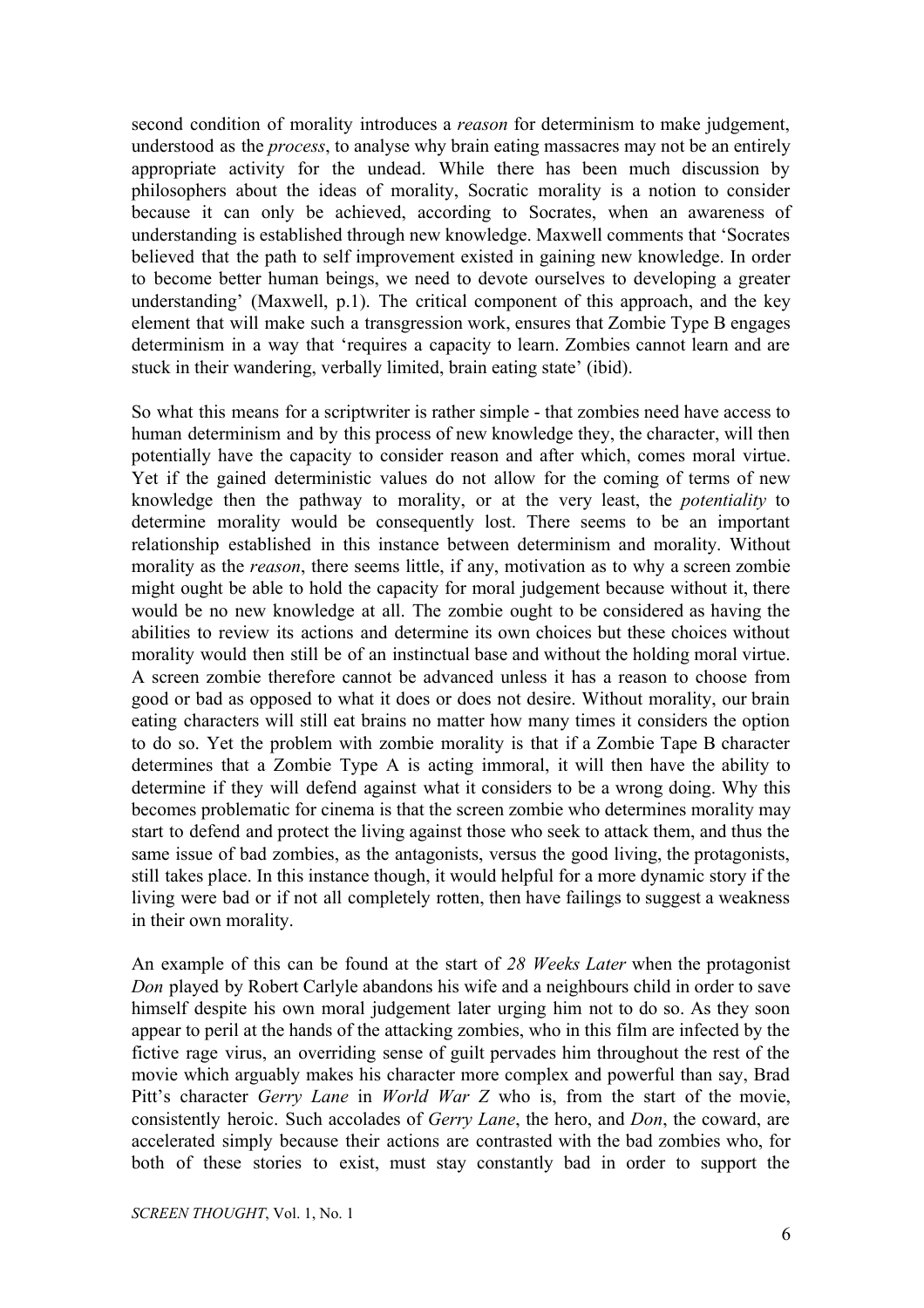second condition of morality introduces a *reason* for determinism to make judgement, understood as the *process*, to analyse why brain eating massacres may not be an entirely appropriate activity for the undead. While there has been much discussion by philosophers about the ideas of morality, Socratic morality is a notion to consider because it can only be achieved, according to Socrates, when an awareness of understanding is established through new knowledge. Maxwell comments that 'Socrates believed that the path to self improvement existed in gaining new knowledge. In order to become better human beings, we need to devote ourselves to developing a greater understanding' (Maxwell, p.1). The critical component of this approach, and the key element that will make such a transgression work, ensures that Zombie Type B engages determinism in a way that 'requires a capacity to learn. Zombies cannot learn and are stuck in their wandering, verbally limited, brain eating state' (ibid).

So what this means for a scriptwriter is rather simple - that zombies need have access to human determinism and by this process of new knowledge they, the character, will then potentially have the capacity to consider reason and after which, comes moral virtue. Yet if the gained deterministic values do not allow for the coming of terms of new knowledge then the pathway to morality, or at the very least, the *potentiality* to determine morality would be consequently lost. There seems to be an important relationship established in this instance between determinism and morality. Without morality as the *reason*, there seems little, if any, motivation as to why a screen zombie might ought be able to hold the capacity for moral judgement because without it, there would be no new knowledge at all. The zombie ought to be considered as having the abilities to review its actions and determine its own choices but these choices without morality would then still be of an instinctual base and without the holding moral virtue. A screen zombie therefore cannot be advanced unless it has a reason to choose from good or bad as opposed to what it does or does not desire. Without morality, our brain eating characters will still eat brains no matter how many times it considers the option to do so. Yet the problem with zombie morality is that if a Zombie Tape B character determines that a Zombie Type A is acting immoral, it will then have the ability to determine if they will defend against what it considers to be a wrong doing. Why this becomes problematic for cinema is that the screen zombie who determines morality may start to defend and protect the living against those who seek to attack them, and thus the same issue of bad zombies, as the antagonists, versus the good living, the protagonists, still takes place. In this instance though, it would helpful for a more dynamic story if the living were bad or if not all completely rotten, then have failings to suggest a weakness in their own morality.

An example of this can be found at the start of *28 Weeks Later* when the protagonist *Don* played by Robert Carlyle abandons his wife and a neighbours child in order to save himself despite his own moral judgement later urging him not to do so. As they soon appear to peril at the hands of the attacking zombies, who in this film are infected by the fictive rage virus, an overriding sense of guilt pervades him throughout the rest of the movie which arguably makes his character more complex and powerful than say, Brad Pitt's character *Gerry Lane* in *World War Z* who is, from the start of the movie, consistently heroic. Such accolades of *Gerry Lane*, the hero, and *Don*, the coward, are accelerated simply because their actions are contrasted with the bad zombies who, for both of these stories to exist, must stay constantly bad in order to support the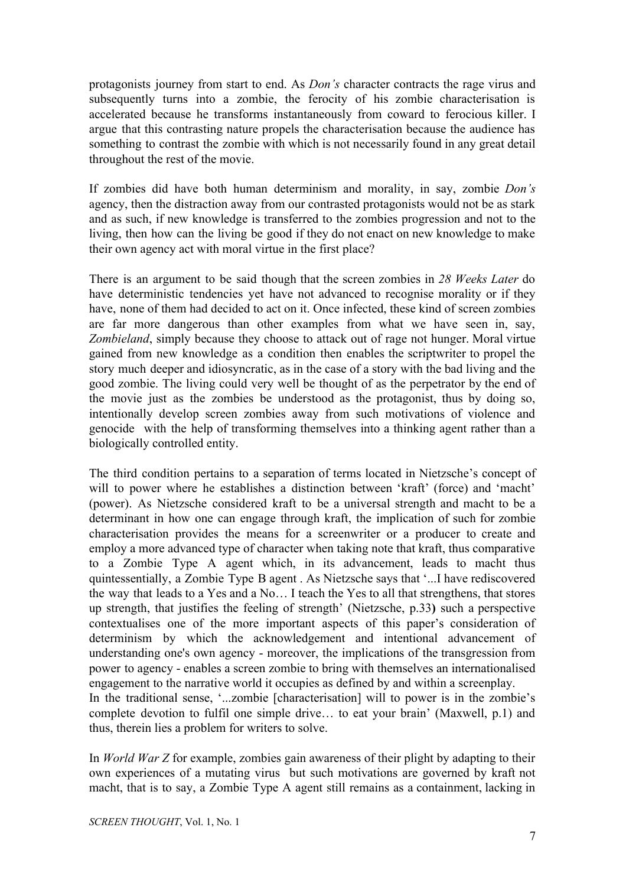protagonists journey from start to end. As *Don's* character contracts the rage virus and subsequently turns into a zombie, the ferocity of his zombie characterisation is accelerated because he transforms instantaneously from coward to ferocious killer. I argue that this contrasting nature propels the characterisation because the audience has something to contrast the zombie with which is not necessarily found in any great detail throughout the rest of the movie.

If zombies did have both human determinism and morality, in say, zombie *Don's* agency, then the distraction away from our contrasted protagonists would not be as stark and as such, if new knowledge is transferred to the zombies progression and not to the living, then how can the living be good if they do not enact on new knowledge to make their own agency act with moral virtue in the first place?

There is an argument to be said though that the screen zombies in *28 Weeks Later* do have deterministic tendencies yet have not advanced to recognise morality or if they have, none of them had decided to act on it. Once infected, these kind of screen zombies are far more dangerous than other examples from what we have seen in, say, *Zombieland*, simply because they choose to attack out of rage not hunger. Moral virtue gained from new knowledge as a condition then enables the scriptwriter to propel the story much deeper and idiosyncratic, as in the case of a story with the bad living and the good zombie. The living could very well be thought of as the perpetrator by the end of the movie just as the zombies be understood as the protagonist, thus by doing so, intentionally develop screen zombies away from such motivations of violence and genocide with the help of transforming themselves into a thinking agent rather than a biologically controlled entity.

The third condition pertains to a separation of terms located in Nietzsche's concept of will to power where he establishes a distinction between 'kraft' (force) and 'macht' (power). As Nietzsche considered kraft to be a universal strength and macht to be a determinant in how one can engage through kraft, the implication of such for zombie characterisation provides the means for a screenwriter or a producer to create and employ a more advanced type of character when taking note that kraft, thus comparative to a Zombie Type A agent which, in its advancement, leads to macht thus quintessentially, a Zombie Type B agent . As Nietzsche says that '...I have rediscovered the way that leads to a Yes and a No… I teach the Yes to all that strengthens, that stores up strength, that justifies the feeling of strength' (Nietzsche, p.33) such a perspective contextualises one of the more important aspects of this paper's consideration of determinism by which the acknowledgement and intentional advancement of understanding one's own agency - moreover, the implications of the transgression from power to agency - enables a screen zombie to bring with themselves an internationalised engagement to the narrative world it occupies as defined by and within a screenplay.
In the traditional sense, '...zombie [characterisation] will to power is in the zombie's complete devotion to fulfil one simple drive… to eat your brain' (Maxwell, p.1) and thus, therein lies a problem for writers to solve.

In *World War Z* for example, zombies gain awareness of their plight by adapting to their own experiences of a mutating virus but such motivations are governed by kraft not macht, that is to say, a Zombie Type A agent still remains as a containment, lacking in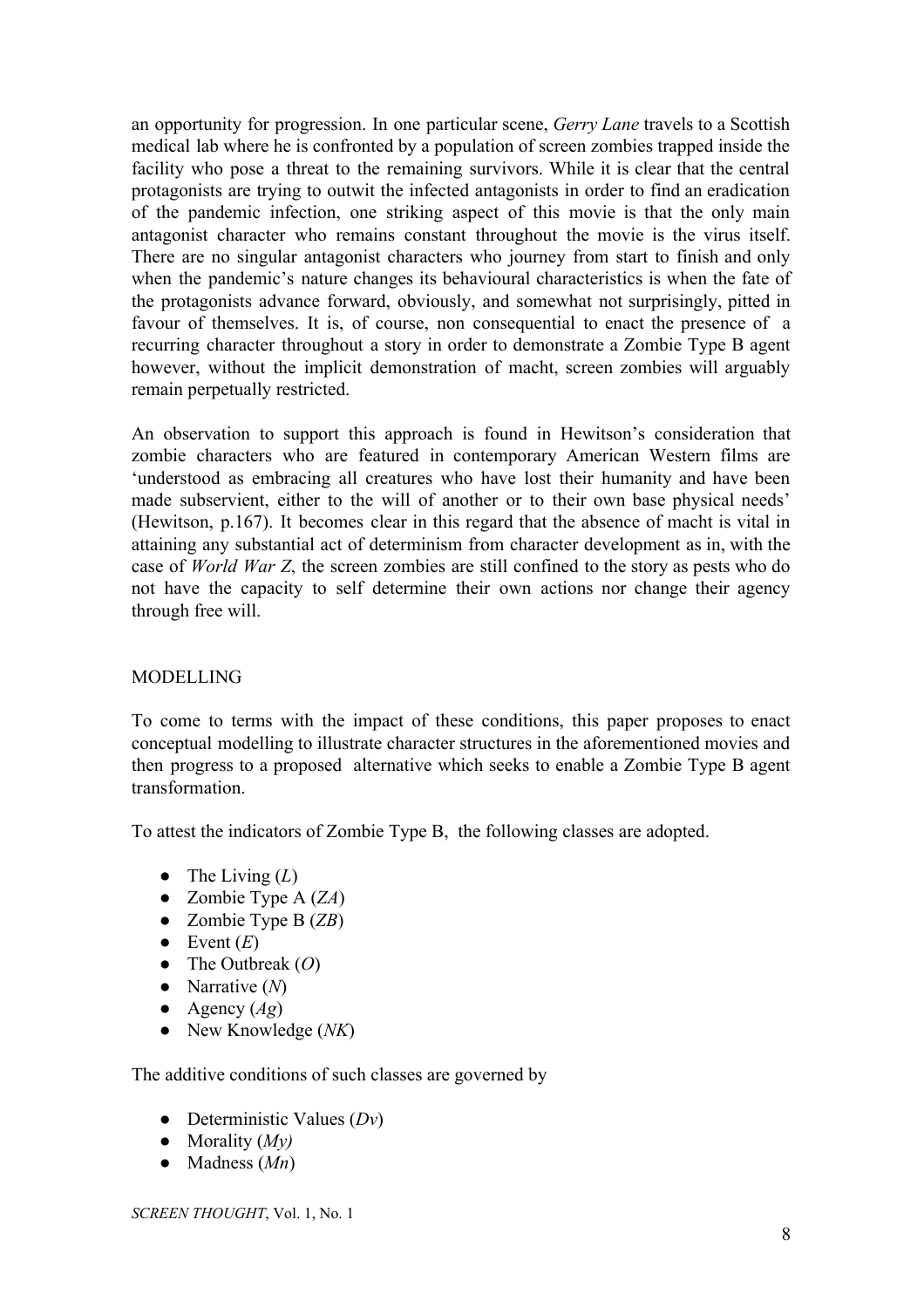an opportunity for progression. In one particular scene, *Gerry Lane* travels to a Scottish medical lab where he is confronted by a population of screen zombies trapped inside the facility who pose a threat to the remaining survivors. While it is clear that the central protagonists are trying to outwit the infected antagonists in order to find an eradication of the pandemic infection, one striking aspect of this movie is that the only main antagonist character who remains constant throughout the movie is the virus itself. There are no singular antagonist characters who journey from start to finish and only when the pandemic's nature changes its behavioural characteristics is when the fate of the protagonists advance forward, obviously, and somewhat not surprisingly, pitted in favour of themselves. It is, of course, non consequential to enact the presence of a recurring character throughout a story in order to demonstrate a Zombie Type B agent however, without the implicit demonstration of macht, screen zombies will arguably remain perpetually restricted.

An observation to support this approach is found in Hewitson's consideration that zombie characters who are featured in contemporary American Western films are 'understood as embracing all creatures who have lost their humanity and have been made subservient, either to the will of another or to their own base physical needs' (Hewitson, p.167). It becomes clear in this regard that the absence of macht is vital in attaining any substantial act of determinism from character development as in, with the case of *World War Z*, the screen zombies are still confined to the story as pests who do not have the capacity to self determine their own actions nor change their agency through free will.

## MODELLING

To come to terms with the impact of these conditions, this paper proposes to enact conceptual modelling to illustrate character structures in the aforementioned movies and then progress to a proposed alternative which seeks to enable a Zombie Type B agent transformation.

To attest the indicators of Zombie Type B, the following classes are adopted.

- The Living (*L*)
- Zombie Type A (*ZA*)
- Zombie Type B (*ZB*)
- Event (*E*)
- The Outbreak (*O*)
- Narrative (*N*)
- Agency (*Ag*)
- New Knowledge (*NK*)

The additive conditions of such classes are governed by

- Deterministic Values (*Dv*)
- Morality (*My)*
- Madness (*Mn*)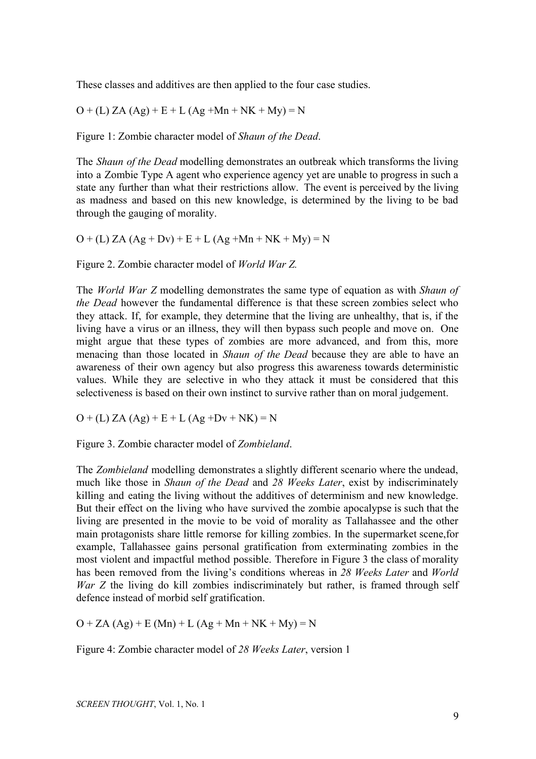These classes and additives are then applied to the four case studies.

O + (L) ZA (Ag) + E + L (Ag +Mn + NK + My) = N

Figure 1: Zombie character model of *Shaun of the Dead*.

The *Shaun of the Dead* modelling demonstrates an outbreak which transforms the living into a Zombie Type A agent who experience agency yet are unable to progress in such a state any further than what their restrictions allow. The event is perceived by the living as madness and based on this new knowledge, is determined by the living to be bad through the gauging of morality.

O + (L) ZA (Ag + Dv) + E + L (Ag +Mn + NK + My) = N

Figure 2. Zombie character model of *World War Z.*

The *World War Z* modelling demonstrates the same type of equation as with *Shaun of the Dead* however the fundamental difference is that these screen zombies select who they attack. If, for example, they determine that the living are unhealthy, that is, if the living have a virus or an illness, they will then bypass such people and move on. One might argue that these types of zombies are more advanced, and from this, more menacing than those located in *Shaun of the Dead* because they are able to have an awareness of their own agency but also progress this awareness towards deterministic values. While they are selective in who they attack it must be considered that this selectiveness is based on their own instinct to survive rather than on moral judgement.

O + (L) ZA (Ag) + E + L (Ag +Dv + NK) = N

Figure 3. Zombie character model of *Zombieland*.

The *Zombieland* modelling demonstrates a slightly different scenario where the undead, much like those in *Shaun of the Dead* and *28 Weeks Later*, exist by indiscriminately killing and eating the living without the additives of determinism and new knowledge. But their effect on the living who have survived the zombie apocalypse is such that the living are presented in the movie to be void of morality as Tallahassee and the other main protagonists share little remorse for killing zombies. In the supermarket scene,for example, Tallahassee gains personal gratification from exterminating zombies in the most violent and impactful method possible. Therefore in Figure 3 the class of morality has been removed from the living's conditions whereas in *28 Weeks Later* and *World War Z* the living do kill zombies indiscriminately but rather, is framed through self defence instead of morbid self gratification.

O + ZA (Ag) + E (Mn) + L (Ag + Mn + NK + My) = N

Figure 4: Zombie character model of *28 Weeks Later*, version 1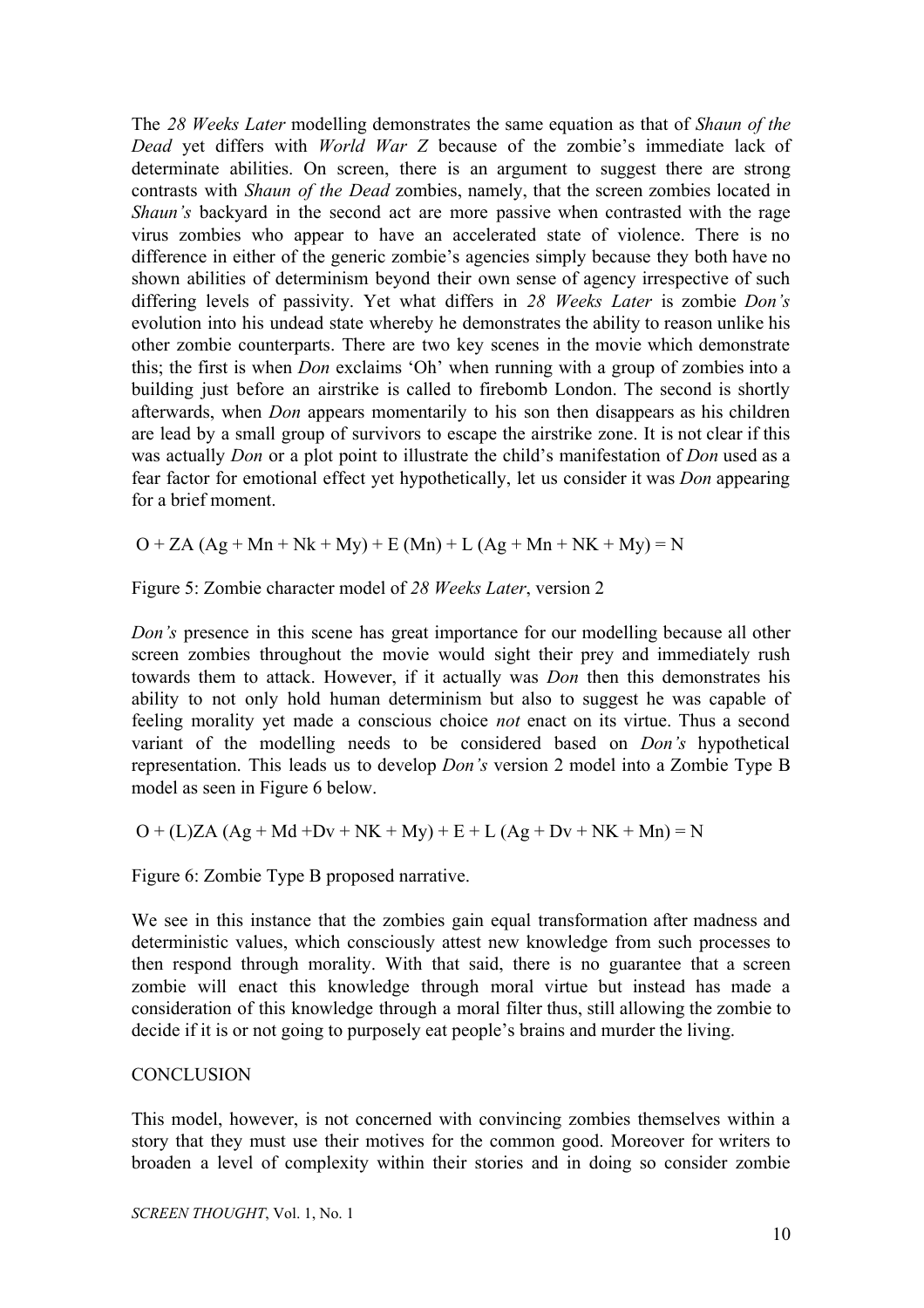The *28 Weeks Later* modelling demonstrates the same equation as that of *Shaun of the Dead* yet differs with *World War Z* because of the zombie's immediate lack of determinate abilities. On screen, there is an argument to suggest there are strong contrasts with *Shaun of the Dead* zombies, namely, that the screen zombies located in *Shaun's* backyard in the second act are more passive when contrasted with the rage virus zombies who appear to have an accelerated state of violence. There is no difference in either of the generic zombie's agencies simply because they both have no shown abilities of determinism beyond their own sense of agency irrespective of such differing levels of passivity. Yet what differs in *28 Weeks Later* is zombie *Don's* evolution into his undead state whereby he demonstrates the ability to reason unlike his other zombie counterparts. There are two key scenes in the movie which demonstrate this; the first is when *Don* exclaims 'Oh' when running with a group of zombies into a building just before an airstrike is called to firebomb London. The second is shortly afterwards, when *Don* appears momentarily to his son then disappears as his children are lead by a small group of survivors to escape the airstrike zone. It is not clear if this was actually *Don* or a plot point to illustrate the child's manifestation of *Don* used as a fear factor for emotional effect yet hypothetically, let us consider it was *Don* appearing for a brief moment.

$$O + ZA\ (Ag + Mn + Nk + My) + E\ (Mn) + L\ (Ag + Mn + NK + My) = N$$

Figure 5: Zombie character model of *28 Weeks Later*, version 2

*Don's* presence in this scene has great importance for our modelling because all other screen zombies throughout the movie would sight their prey and immediately rush towards them to attack. However, if it actually was *Don* then this demonstrates his ability to not only hold human determinism but also to suggest he was capable of feeling morality yet made a conscious choice *not* enact on its virtue. Thus a second variant of the modelling needs to be considered based on *Don's* hypothetical representation. This leads us to develop *Don's* version 2 model into a Zombie Type B model as seen in Figure 6 below.

$$O + (L)ZA\ (Ag + Md + Dv + NK + My) + E + L\ (Ag + Dv + NK + Mn) = N$$

Figure 6: Zombie Type B proposed narrative.

We see in this instance that the zombies gain equal transformation after madness and deterministic values, which consciously attest new knowledge from such processes to then respond through morality. With that said, there is no guarantee that a screen zombie will enact this knowledge through moral virtue but instead has made a consideration of this knowledge through a moral filter thus, still allowing the zombie to decide if it is or not going to purposely eat people's brains and murder the living.

## CONCLUSION

This model, however, is not concerned with convincing zombies themselves within a story that they must use their motives for the common good. Moreover for writers to broaden a level of complexity within their stories and in doing so consider zombie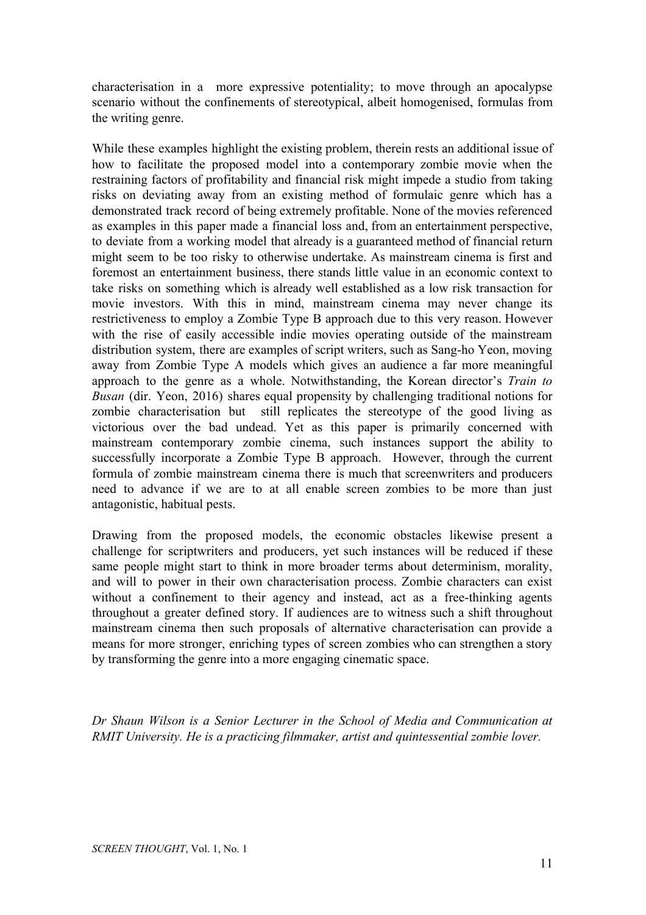characterisation in a more expressive potentiality; to move through an apocalypse scenario without the confinements of stereotypical, albeit homogenised, formulas from the writing genre.

While these examples highlight the existing problem, therein rests an additional issue of how to facilitate the proposed model into a contemporary zombie movie when the restraining factors of profitability and financial risk might impede a studio from taking risks on deviating away from an existing method of formulaic genre which has a demonstrated track record of being extremely profitable. None of the movies referenced as examples in this paper made a financial loss and, from an entertainment perspective, to deviate from a working model that already is a guaranteed method of financial return might seem to be too risky to otherwise undertake. As mainstream cinema is first and foremost an entertainment business, there stands little value in an economic context to take risks on something which is already well established as a low risk transaction for movie investors. With this in mind, mainstream cinema may never change its restrictiveness to employ a Zombie Type B approach due to this very reason. However with the rise of easily accessible indie movies operating outside of the mainstream distribution system, there are examples of script writers, such as Sang-ho Yeon, moving away from Zombie Type A models which gives an audience a far more meaningful approach to the genre as a whole. Notwithstanding, the Korean director's *Train to Busan* (dir. Yeon, 2016) shares equal propensity by challenging traditional notions for zombie characterisation but still replicates the stereotype of the good living as victorious over the bad undead. Yet as this paper is primarily concerned with mainstream contemporary zombie cinema, such instances support the ability to successfully incorporate a Zombie Type B approach. However, through the current formula of zombie mainstream cinema there is much that screenwriters and producers need to advance if we are to at all enable screen zombies to be more than just antagonistic, habitual pests.

Drawing from the proposed models, the economic obstacles likewise present a challenge for scriptwriters and producers, yet such instances will be reduced if these same people might start to think in more broader terms about determinism, morality, and will to power in their own characterisation process. Zombie characters can exist without a confinement to their agency and instead, act as a free-thinking agents throughout a greater defined story. If audiences are to witness such a shift throughout mainstream cinema then such proposals of alternative characterisation can provide a means for more stronger, enriching types of screen zombies who can strengthen a story by transforming the genre into a more engaging cinematic space.

*Dr Shaun Wilson is a Senior Lecturer in the School of Media and Communication at RMIT University. He is a practicing filmmaker, artist and quintessential zombie lover.*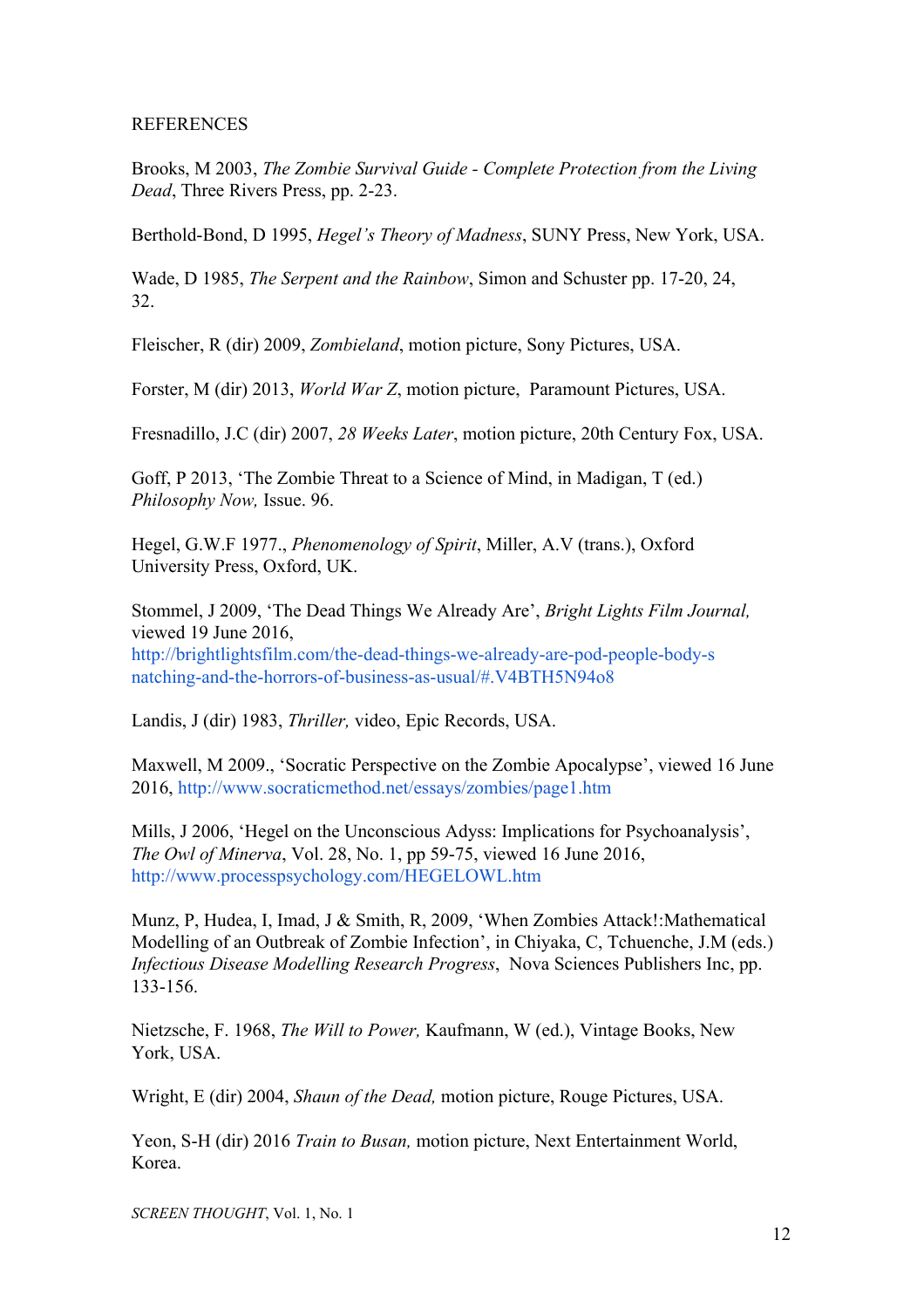REFERENCES

Brooks, M 2003, *The Zombie Survival Guide - Complete Protection from the Living Dead*, Three Rivers Press, pp. 2-23.

Berthold-Bond, D 1995, *Hegel's Theory of Madness*, SUNY Press, New York, USA.

Wade, D 1985, *The Serpent and the Rainbow*, Simon and Schuster pp. 17-20, 24, 32.

Fleischer, R (dir) 2009, *Zombieland*, motion picture, Sony Pictures, USA.

Forster, M (dir) 2013, *World War Z*, motion picture, Paramount Pictures, USA.

Fresnadillo, J.C (dir) 2007, *28 Weeks Later*, motion picture, 20th Century Fox, USA.

Goff, P 2013, 'The Zombie Threat to a Science of Mind, in Madigan, T (ed.) *Philosophy Now,* Issue. 96.

Hegel, G.W.F 1977., *Phenomenology of Spirit*, Miller, A.V (trans.), Oxford University Press, Oxford, UK.

Stommel, J 2009, 'The Dead Things We Already Are', *Bright Lights Film Journal,* viewed 19 June 2016, http://brightlightsfilm.com/the-dead-things-we-already-are-pod-people-body-snatching-and-the-horrors-of-business-as-usual/#.V4BTH5N94o8

Landis, J (dir) 1983, *Thriller,* video, Epic Records, USA.

Maxwell, M 2009., 'Socratic Perspective on the Zombie Apocalypse', viewed 16 June 2016, http://www.socraticmethod.net/essays/zombies/page1.htm

Mills, J 2006, 'Hegel on the Unconscious Adyss: Implications for Psychoanalysis', *The Owl of Minerva*, Vol. 28, No. 1, pp 59-75, viewed 16 June 2016, http://www.processpsychology.com/HEGELOWL.htm

Munz, P, Hudea, I, Imad, J & Smith, R, 2009, 'When Zombies Attack!:Mathematical Modelling of an Outbreak of Zombie Infection', in Chiyaka, C, Tchuenche, J.M (eds.) *Infectious Disease Modelling Research Progress*, Nova Sciences Publishers Inc, pp. 133-156.

Nietzsche, F. 1968, *The Will to Power,* Kaufmann, W (ed.), Vintage Books, New York, USA.

Wright, E (dir) 2004, *Shaun of the Dead,* motion picture, Rouge Pictures, USA.

Yeon, S-H (dir) 2016 *Train to Busan,* motion picture, Next Entertainment World, Korea.